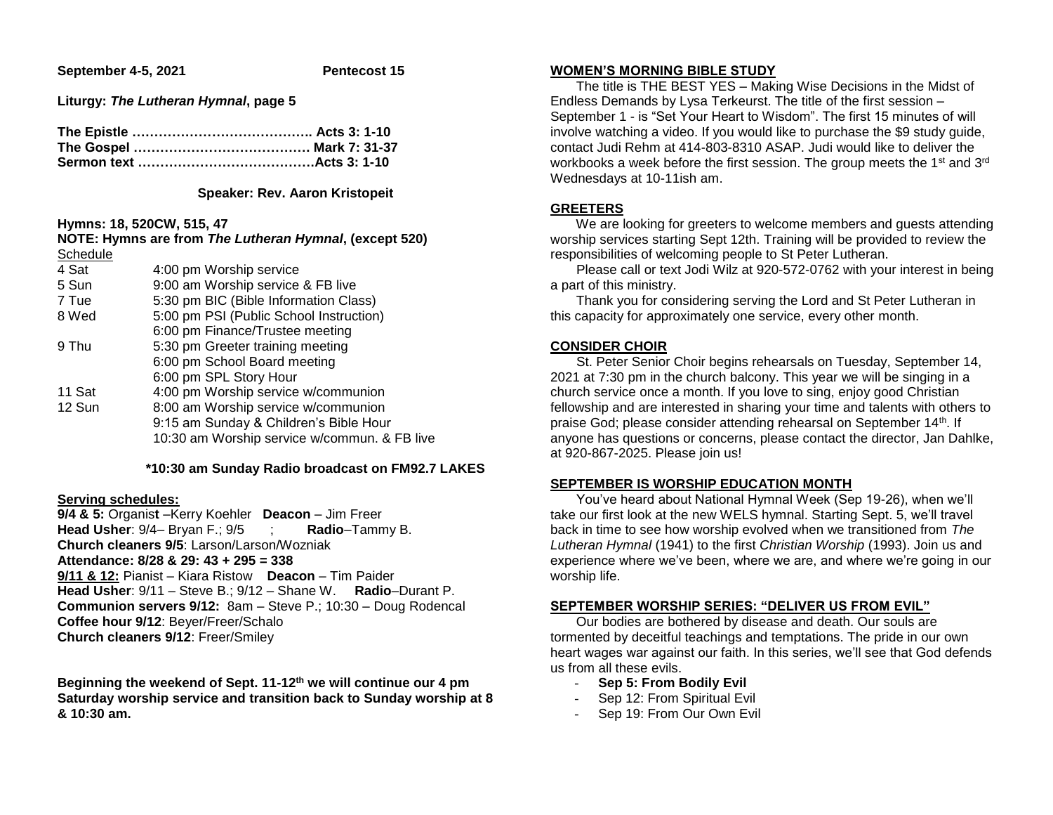**September 4-5, 2021** **Pentecost 15**

**Liturgy:** ***The Lutheran Hymnal*****, page 5**

**The Epistle ………………………………….. Acts 3: 1-10**
**The Gospel ………………………………… Mark 7: 31-37**
**Sermon text …………………………………Acts 3: 1-10**

**Speaker: Rev. Aaron Kristopeit**

**Hymns: 18, 520CW, 515, 47**
**NOTE: Hymns are from *The Lutheran Hymnal*, (except 520)**

Schedule

| | |
|---|---|
| 4 Sat | 4:00 pm Worship service |
| 5 Sun | 9:00 am Worship service & FB live |
| 7 Tue | 5:30 pm BIC (Bible Information Class) |
| 8 Wed | 5:00 pm PSI (Public School Instruction) |
| | 6:00 pm Finance/Trustee meeting |
| 9 Thu | 5:30 pm Greeter training meeting |
| | 6:00 pm School Board meeting |
| | 6:00 pm SPL Story Hour |
| 11 Sat | 4:00 pm Worship service w/communion |
| 12 Sun | 8:00 am Worship service w/communion |
| | 9:15 am Sunday & Children's Bible Hour |
| | 10:30 am Worship service w/commun. & FB live |

**\*10:30 am Sunday Radio broadcast on FM92.7 LAKES**

**Serving schedules:**

**9/4 & 5:** Organist –Kerry Koehler **Deacon** – Jim Freer
**Head Usher**: 9/4– Bryan F.; 9/5 ; **Radio**–Tammy B.
**Church cleaners 9/5**: Larson/Larson/Wozniak
**Attendance: 8/28 & 29: 43 + 295 = 338**
**9/11 & 12:** Pianist – Kiara Ristow **Deacon** – Tim Paider
**Head Usher**: 9/11 – Steve B.; 9/12 – Shane W. **Radio**–Durant P.
**Communion servers 9/12:** 8am – Steve P.; 10:30 – Doug Rodencal
**Coffee hour 9/12**: Beyer/Freer/Schalo
**Church cleaners 9/12**: Freer/Smiley

**Beginning the weekend of Sept. 11-12th we will continue our 4 pm Saturday worship service and transition back to Sunday worship at 8 & 10:30 am.**

## WOMEN'S MORNING BIBLE STUDY

The title is THE BEST YES – Making Wise Decisions in the Midst of Endless Demands by Lysa Terkeurst. The title of the first session – September 1 - is "Set Your Heart to Wisdom". The first 15 minutes of will involve watching a video. If you would like to purchase the $9 study guide, contact Judi Rehm at 414-803-8310 ASAP. Judi would like to deliver the workbooks a week before the first session. The group meets the 1st and 3rd Wednesdays at 10-11ish am.

## GREETERS

We are looking for greeters to welcome members and guests attending worship services starting Sept 12th. Training will be provided to review the responsibilities of welcoming people to St Peter Lutheran.

Please call or text Jodi Wilz at 920-572-0762 with your interest in being a part of this ministry.

Thank you for considering serving the Lord and St Peter Lutheran in this capacity for approximately one service, every other month.

## CONSIDER CHOIR

St. Peter Senior Choir begins rehearsals on Tuesday, September 14, 2021 at 7:30 pm in the church balcony. This year we will be singing in a church service once a month. If you love to sing, enjoy good Christian fellowship and are interested in sharing your time and talents with others to praise God; please consider attending rehearsal on September 14th. If anyone has questions or concerns, please contact the director, Jan Dahlke, at 920-867-2025. Please join us!

## SEPTEMBER IS WORSHIP EDUCATION MONTH

You've heard about National Hymnal Week (Sep 19-26), when we'll take our first look at the new WELS hymnal. Starting Sept. 5, we'll travel back in time to see how worship evolved when we transitioned from *The Lutheran Hymnal* (1941) to the first *Christian Worship* (1993). Join us and experience where we've been, where we are, and where we're going in our worship life.

## SEPTEMBER WORSHIP SERIES: "DELIVER US FROM EVIL"

Our bodies are bothered by disease and death. Our souls are tormented by deceitful teachings and temptations. The pride in our own heart wages war against our faith. In this series, we'll see that God defends us from all these evils.

- **Sep 5: From Bodily Evil**
- Sep 12: From Spiritual Evil
- Sep 19: From Our Own Evil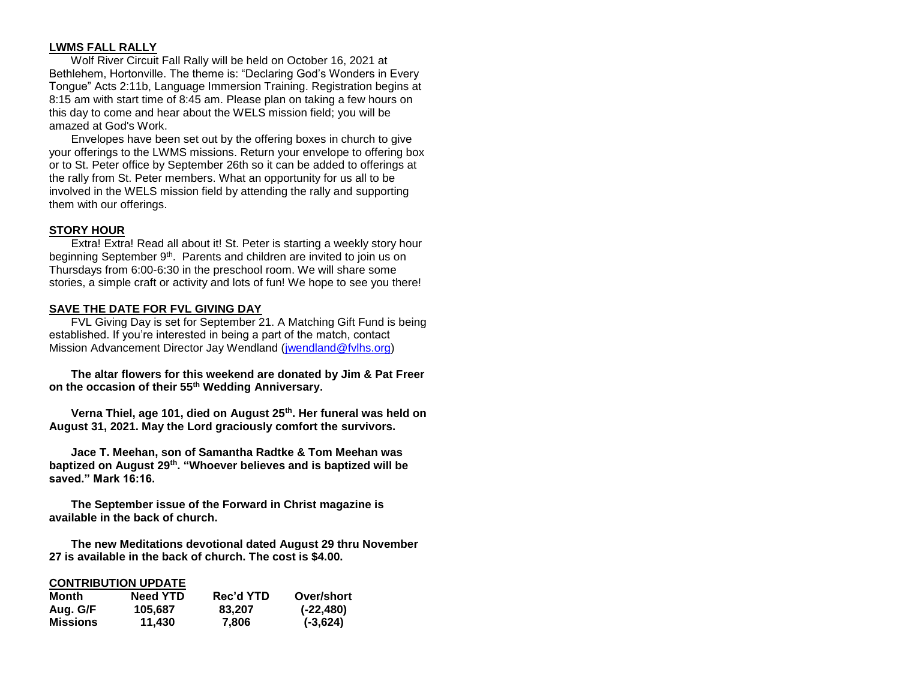## LWMS FALL RALLY

Wolf River Circuit Fall Rally will be held on October 16, 2021 at Bethlehem, Hortonville. The theme is: "Declaring God's Wonders in Every Tongue" Acts 2:11b, Language Immersion Training. Registration begins at 8:15 am with start time of 8:45 am. Please plan on taking a few hours on this day to come and hear about the WELS mission field; you will be amazed at God's Work.

Envelopes have been set out by the offering boxes in church to give your offerings to the LWMS missions. Return your envelope to offering box or to St. Peter office by September 26th so it can be added to offerings at the rally from St. Peter members. What an opportunity for us all to be involved in the WELS mission field by attending the rally and supporting them with our offerings.

## STORY HOUR

Extra! Extra! Read all about it! St. Peter is starting a weekly story hour beginning September 9th. Parents and children are invited to join us on Thursdays from 6:00-6:30 in the preschool room. We will share some stories, a simple craft or activity and lots of fun! We hope to see you there!

## SAVE THE DATE FOR FVL GIVING DAY

FVL Giving Day is set for September 21. A Matching Gift Fund is being established. If you're interested in being a part of the match, contact Mission Advancement Director Jay Wendland (jwendland@fvlhs.org)

**The altar flowers for this weekend are donated by Jim & Pat Freer on the occasion of their 55th Wedding Anniversary.**

**Verna Thiel, age 101, died on August 25th. Her funeral was held on August 31, 2021. May the Lord graciously comfort the survivors.**

**Jace T. Meehan, son of Samantha Radtke & Tom Meehan was baptized on August 29th. "Whoever believes and is baptized will be saved." Mark 16:16.**

**The September issue of the Forward in Christ magazine is available in the back of church.**

**The new Meditations devotional dated August 29 thru November 27 is available in the back of church. The cost is $4.00.**

## CONTRIBUTION UPDATE

| Month | Need YTD | Rec'd YTD | Over/short |
|---|---|---|---|
| Aug. G/F | 105,687 | 83,207 | (-22,480) |
| Missions | 11,430 | 7,806 | (-3,624) |